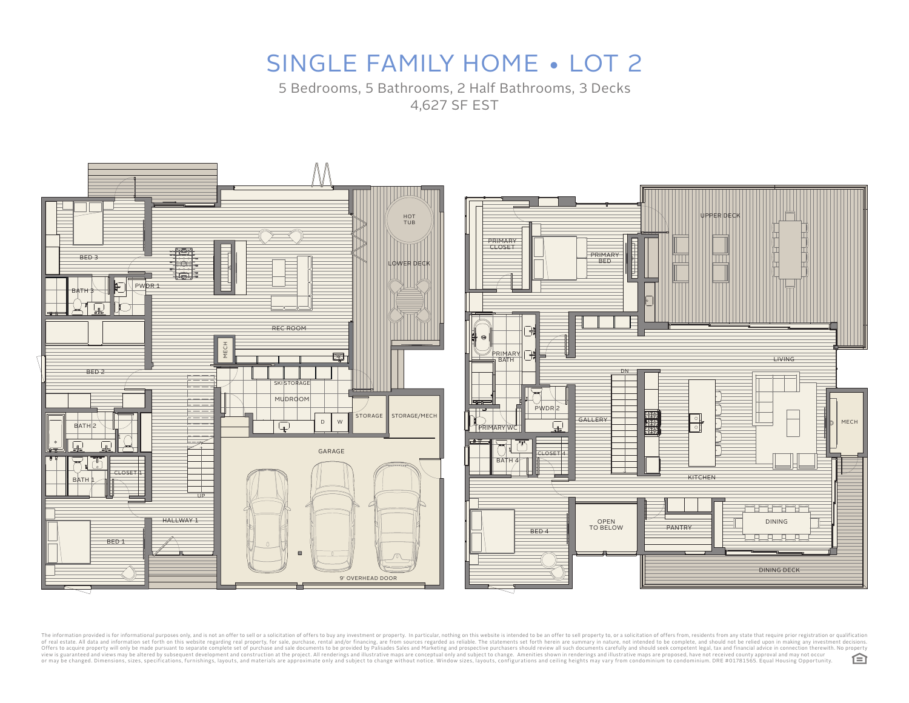# SINGLE FAMILY HOME • LOT 2

5 Bedrooms, 5 Bathrooms, 2 Half Bathrooms, 3 Decks

4,627 SF EST

BED 3

BATH 3

PWDR 1

REC ROOM

HOT TUB

LOWER DECK

MECH

BED 2

SKI STORAGE

MUDROOM

BATH 2

D

W

STORAGE

STORAGE/MECH

GARAGE

BATH 1

CLOSET 1

UP

HALLWAY 1

BED 1

9' OVERHEAD DOOR

PRIMARY CLOSET

PRIMARY BED

UPPER DECK

PRIMARY BATH

LIVING

DN

PWDR 2

GALLERY

MECH

PRIMARY WC

BATH 4

CLOSET 4

KITCHEN

OPEN TO BELOW

BED 4

PANTRY

DINING

DINING DECK

The information provided is for informational purposes only, and is not an offer to sell or a solicitation of offers to buy any investment or property. In particular, nothing on this website is intended to be an offer to sell property to, or a solicitation of offers from, residents from any state that require prior registration or qualification of real estate. All data and information set forth on this website regarding real property, for sale, purchase, rental and/or financing, are from sources regarded as reliable. The statements set forth herein are summary in nature, not intended to be complete, and should not be relied upon in making any investment decisions. Offers to acquire property will only be made pursuant to separate complete set of purchase and sale documents to be provided by Palisades Sales and Marketing and prospective purchasers should review all such documents carefully and should seek competent legal, tax and financial advice in connection therewith. No property view is guaranteed and views may be altered by subsequent development and construction at the project. All renderings and illustrative maps are conceptual only and subject to change. Amenities shown in renderings and illustrative maps are proposed, have not received county approval and may not occur or may be changed. Dimensions, sizes, specifications, furnishings, layouts, and materials are approximate only and subject to change without notice. Window sizes, layouts, configurations and ceiling heights may vary from condominium to condominium. DRE #01781565. Equal Housing Opportunity.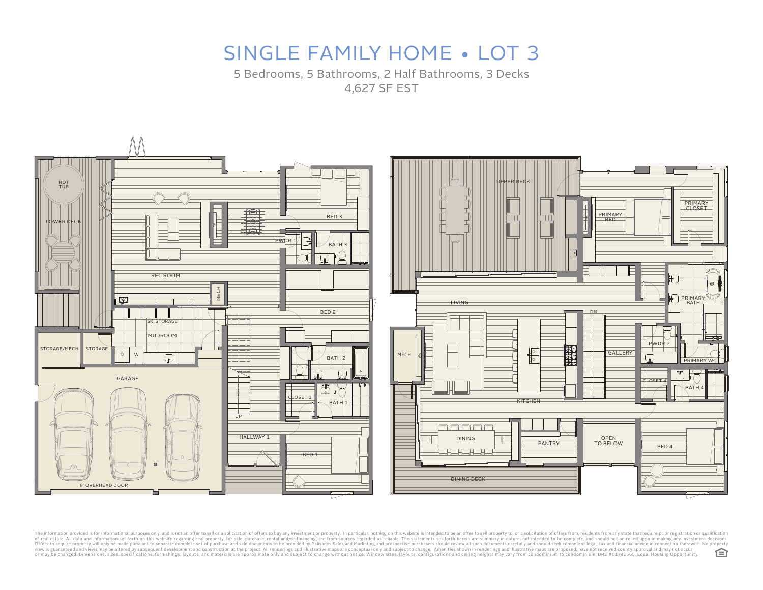# SINGLE FAMILY HOME • LOT 3

5 Bedrooms, 5 Bathrooms, 2 Half Bathrooms, 3 Decks

4,627 SF EST

HOT TUB

LOWER DECK

REC ROOM

MECH

SKI STORAGE

MUDROOM

STORAGE/MECH

STORAGE

D W

GARAGE

9' OVERHEAD DOOR

BED 3

PWDR 1

BATH 3

BED 2

BATH 2

CLOSET 1

BATH 1

UP

HALLWAY 1

BED 1

UPPER DECK

PRIMARY BED

PRIMARY CLOSET

LIVING

DN

PRIMARY BATH

MECH

GALLERY

PWDR 2

PRIMARY WC

CLOSET 4

BATH 4

KITCHEN

DINING

PANTRY

OPEN TO BELOW

BED 4

DINING DECK

The information provided is for informational purposes only, and is not an offer to sell or a solicitation of offers to buy any investment or property. In particular, nothing on this website is intended to be an offer to sell property to, or a solicitation of offers from, residents from any state that require prior registration or qualification of real estate. All data and information set forth on this website regarding real property, for sale, purchase, rental and/or financing, are from sources regarded as reliable. The statements set forth herein are summary in nature, not intended to be complete, and should not be relied upon in making any investment decisions. Offers to acquire property will only be made pursuant to separate complete set of purchase and sale documents to be provided by Palisades Sales and Marketing and prospective purchasers should review all such documents carefully and should seek competent legal, tax and financial advice in connection therewith. No property view is guaranteed and views may be altered by subsequent development and construction at the project. All renderings and illustrative maps are conceptual only and subject to change. Amenities shown in renderings and illustrative maps are proposed, have not received county approval and may not occur or may be changed. Dimensions, sizes, specifications, furnishings, layouts, and materials are approximate only and subject to change without notice. Window sizes, layouts, configurations and ceiling heights may vary from condominium to condominium. DRE #01781565. Equal Housing Opportunity.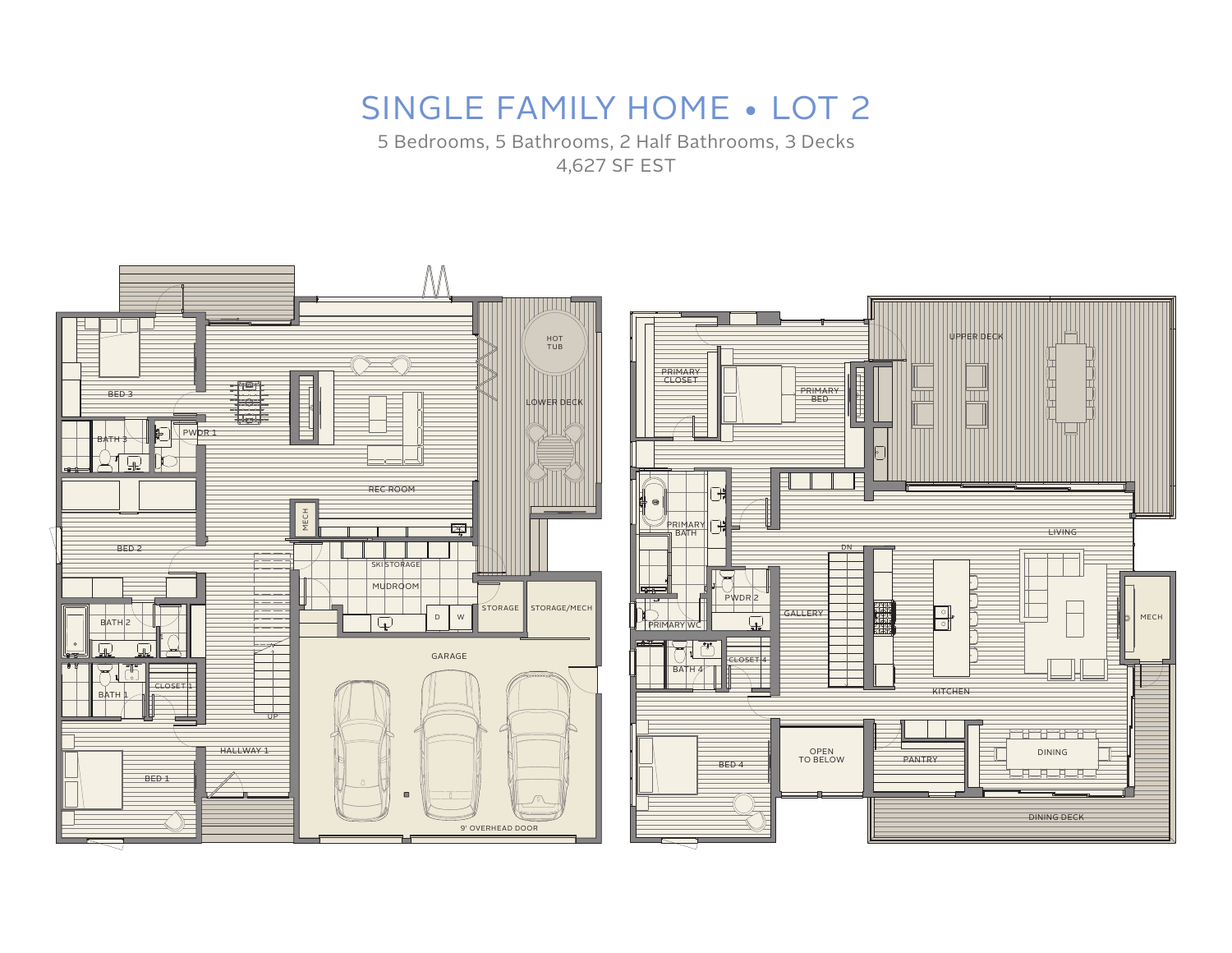# SINGLE FAMILY HOME • LOT 2

5 Bedrooms, 5 Bathrooms, 2 Half Bathrooms, 3 Decks

4,627 SF EST

BED 3

BATH 3

PWDR 1

REC ROOM

HOT TUB

LOWER DECK

MECH

SKI STORAGE

MUDROOM

BED 2

BATH 2

BATH 1

CLOSET 1

D

W

STORAGE

STORAGE/MECH

GARAGE

UP

HALLWAY 1

BED 1

9' OVERHEAD DOOR

PRIMARY CLOSET

PRIMARY BED

UPPER DECK

PRIMARY BATH

LIVING

DN

PWDR 2

GALLERY

MECH

PRIMARY WC

BATH 4

CLOSET 4

KITCHEN

BED 4

OPEN TO BELOW

PANTRY

DINING

DINING DECK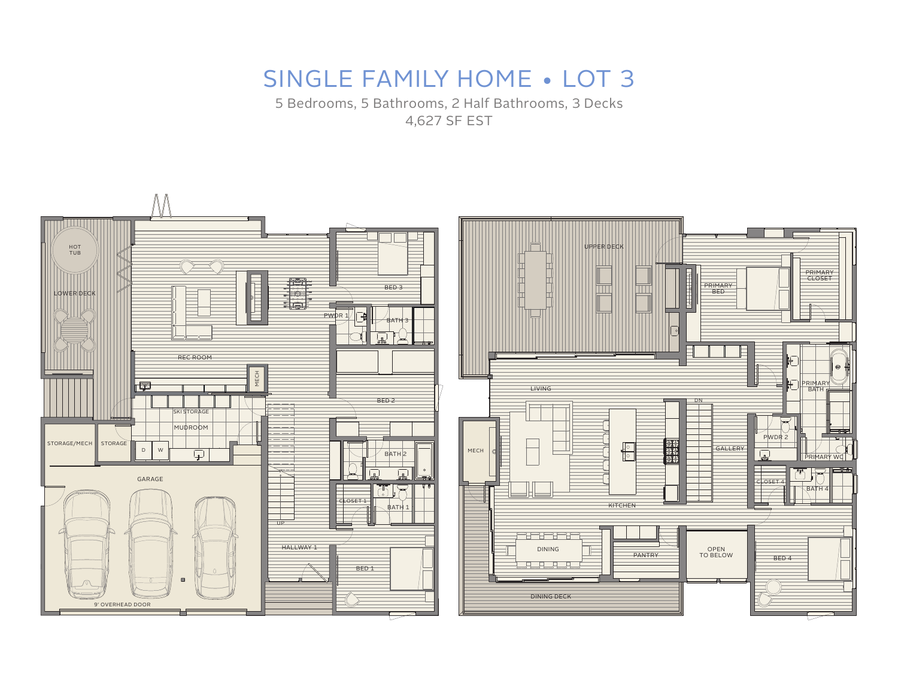# SINGLE FAMILY HOME • LOT 3

5 Bedrooms, 5 Bathrooms, 2 Half Bathrooms, 3 Decks
4,627 SF EST

HOT TUB
LOWER DECK
REC ROOM
MECH
BED 3
PWDR 1
BATH 3
BED 2
SKI STORAGE
MUDROOM
STORAGE/MECH
STORAGE
D
W
BATH 2
GARAGE
CLOSET 1
BATH 1
UP
HALLWAY 1
BED 1
9' OVERHEAD DOOR

UPPER DECK
PRIMARY BED
PRIMARY CLOSET
LIVING
PRIMARY BATH
DN
MECH
GALLERY
PWDR 2
PRIMARY WC
CLOSET 4
BATH 4
KITCHEN
DINING
PANTRY
OPEN TO BELOW
BED 4
DINING DECK